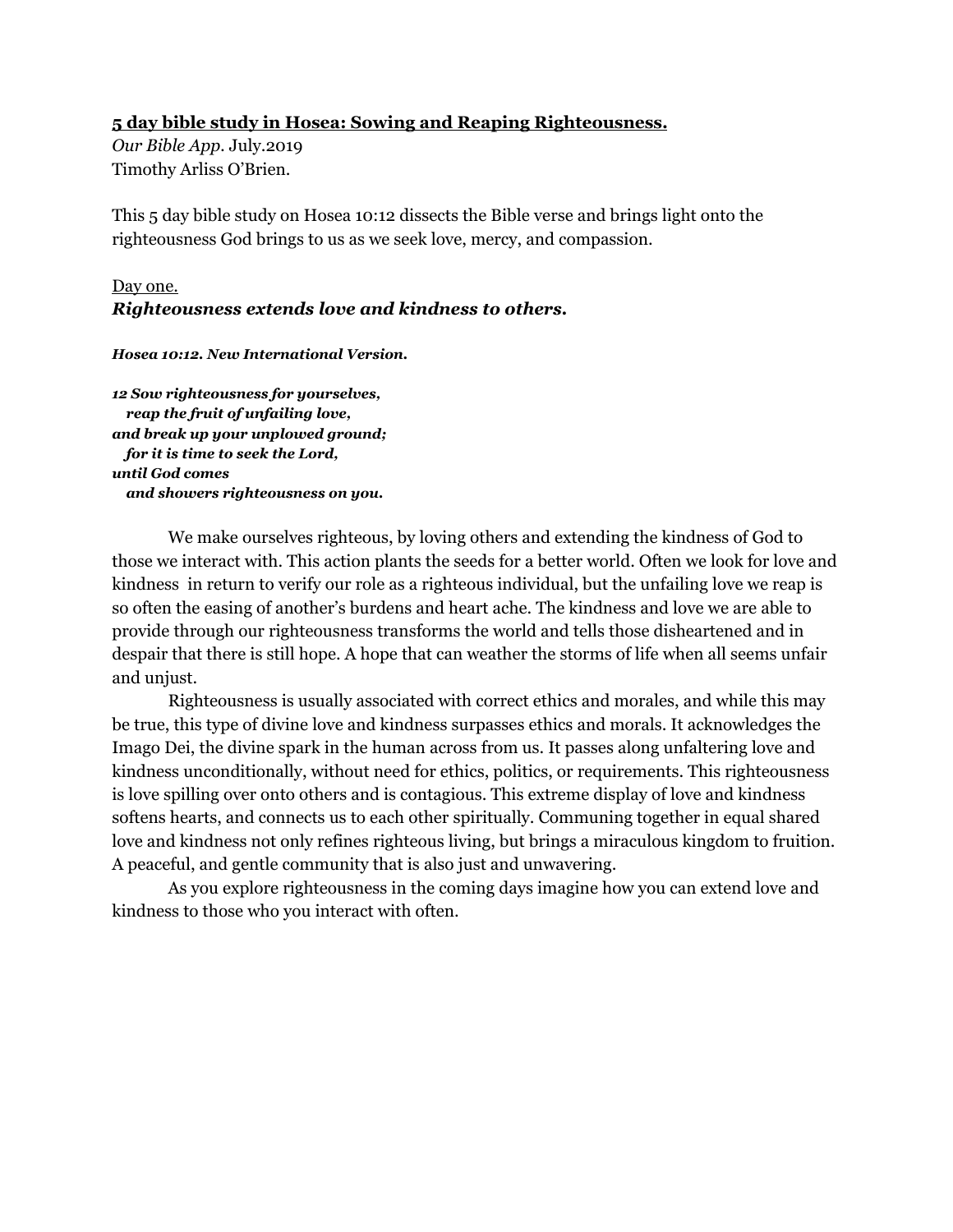**<u>5 day bible study in Hosea: Sowing and Reaping Righteousness.</u>**

*Our Bible App*. July.2019
Timothy Arliss O'Brien.

This 5 day bible study on Hosea 10:12 dissects the Bible verse and brings light onto the righteousness God brings to us as we seek love, mercy, and compassion.

<u>Day one.</u>

### ***Righteousness extends love and kindness to others.***

***Hosea 10:12. New International Version.***

***12 Sow righteousness for yourselves,***
***reap the fruit of unfailing love,***
***and break up your unplowed ground;***
***for it is time to seek the Lord,***
***until God comes***
***and showers righteousness on you.***

We make ourselves righteous, by loving others and extending the kindness of God to those we interact with. This action plants the seeds for a better world. Often we look for love and kindness in return to verify our role as a righteous individual, but the unfailing love we reap is so often the easing of another's burdens and heart ache. The kindness and love we are able to provide through our righteousness transforms the world and tells those disheartened and in despair that there is still hope. A hope that can weather the storms of life when all seems unfair and unjust.

Righteousness is usually associated with correct ethics and morales, and while this may be true, this type of divine love and kindness surpasses ethics and morals. It acknowledges the Imago Dei, the divine spark in the human across from us. It passes along unfaltering love and kindness unconditionally, without need for ethics, politics, or requirements. This righteousness is love spilling over onto others and is contagious. This extreme display of love and kindness softens hearts, and connects us to each other spiritually. Communing together in equal shared love and kindness not only refines righteous living, but brings a miraculous kingdom to fruition. A peaceful, and gentle community that is also just and unwavering.

As you explore righteousness in the coming days imagine how you can extend love and kindness to those who you interact with often.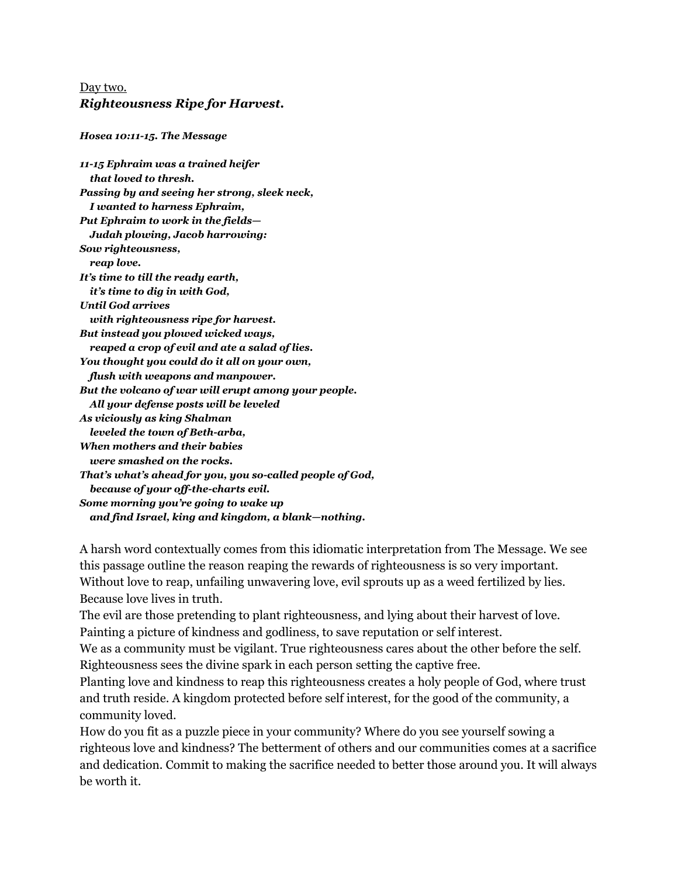<u>Day two.</u>

***Righteousness Ripe for Harvest.***

***Hosea 10:11-15. The Message***

***11-15 Ephraim was a trained heifer***
***that loved to thresh.***
***Passing by and seeing her strong, sleek neck,***
***I wanted to harness Ephraim,***
***Put Ephraim to work in the fields—***
***Judah plowing, Jacob harrowing:***
***Sow righteousness,***
***reap love.***
***It's time to till the ready earth,***
***it's time to dig in with God,***
***Until God arrives***
***with righteousness ripe for harvest.***
***But instead you plowed wicked ways,***
***reaped a crop of evil and ate a salad of lies.***
***You thought you could do it all on your own,***
***flush with weapons and manpower.***
***But the volcano of war will erupt among your people.***
***All your defense posts will be leveled***
***As viciously as king Shalman***
***leveled the town of Beth-arba,***
***When mothers and their babies***
***were smashed on the rocks.***
***That's what's ahead for you, you so-called people of God,***
***because of your off-the-charts evil.***
***Some morning you're going to wake up***
***and find Israel, king and kingdom, a blank—nothing.***

A harsh word contextually comes from this idiomatic interpretation from The Message. We see this passage outline the reason reaping the rewards of righteousness is so very important. Without love to reap, unfailing unwavering love, evil sprouts up as a weed fertilized by lies. Because love lives in truth.

The evil are those pretending to plant righteousness, and lying about their harvest of love. Painting a picture of kindness and godliness, to save reputation or self interest.

We as a community must be vigilant. True righteousness cares about the other before the self. Righteousness sees the divine spark in each person setting the captive free.

Planting love and kindness to reap this righteousness creates a holy people of God, where trust and truth reside. A kingdom protected before self interest, for the good of the community, a community loved.

How do you fit as a puzzle piece in your community? Where do you see yourself sowing a righteous love and kindness? The betterment of others and our communities comes at a sacrifice and dedication. Commit to making the sacrifice needed to better those around you. It will always be worth it.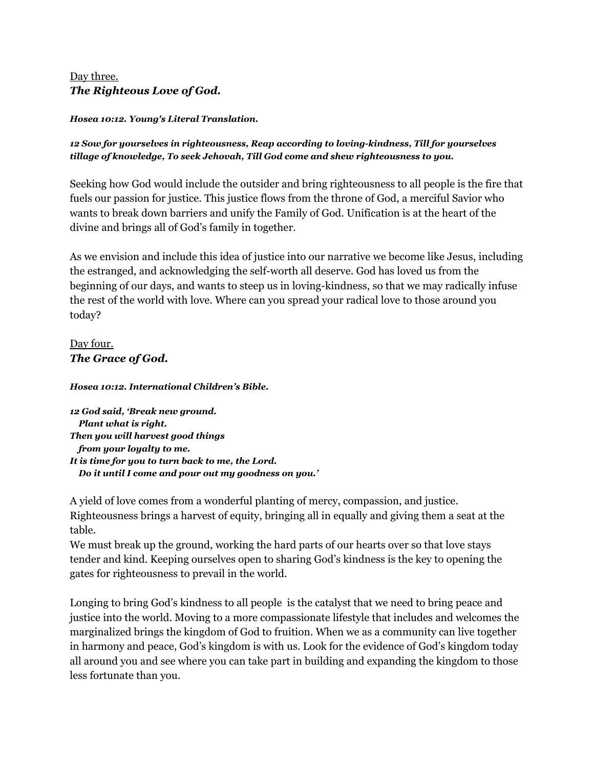Day three.
***The Righteous Love of God.***

***Hosea 10:12. Young's Literal Translation.***

***12 Sow for yourselves in righteousness, Reap according to loving-kindness, Till for yourselves tillage of knowledge, To seek Jehovah, Till God come and shew righteousness to you.***

Seeking how God would include the outsider and bring righteousness to all people is the fire that fuels our passion for justice. This justice flows from the throne of God, a merciful Savior who wants to break down barriers and unify the Family of God. Unification is at the heart of the divine and brings all of God's family in together.

As we envision and include this idea of justice into our narrative we become like Jesus, including the estranged, and acknowledging the self-worth all deserve. God has loved us from the beginning of our days, and wants to steep us in loving-kindness, so that we may radically infuse the rest of the world with love. Where can you spread your radical love to those around you today?

Day four.
***The Grace of God.***

***Hosea 10:12. International Children's Bible.***

***12 God said, 'Break new ground.***
***Plant what is right.***
***Then you will harvest good things***
***from your loyalty to me.***
***It is time for you to turn back to me, the Lord.***
***Do it until I come and pour out my goodness on you.'***

A yield of love comes from a wonderful planting of mercy, compassion, and justice. Righteousness brings a harvest of equity, bringing all in equally and giving them a seat at the table.
We must break up the ground, working the hard parts of our hearts over so that love stays tender and kind. Keeping ourselves open to sharing God's kindness is the key to opening the gates for righteousness to prevail in the world.

Longing to bring God's kindness to all people is the catalyst that we need to bring peace and justice into the world. Moving to a more compassionate lifestyle that includes and welcomes the marginalized brings the kingdom of God to fruition. When we as a community can live together in harmony and peace, God's kingdom is with us. Look for the evidence of God's kingdom today all around you and see where you can take part in building and expanding the kingdom to those less fortunate than you.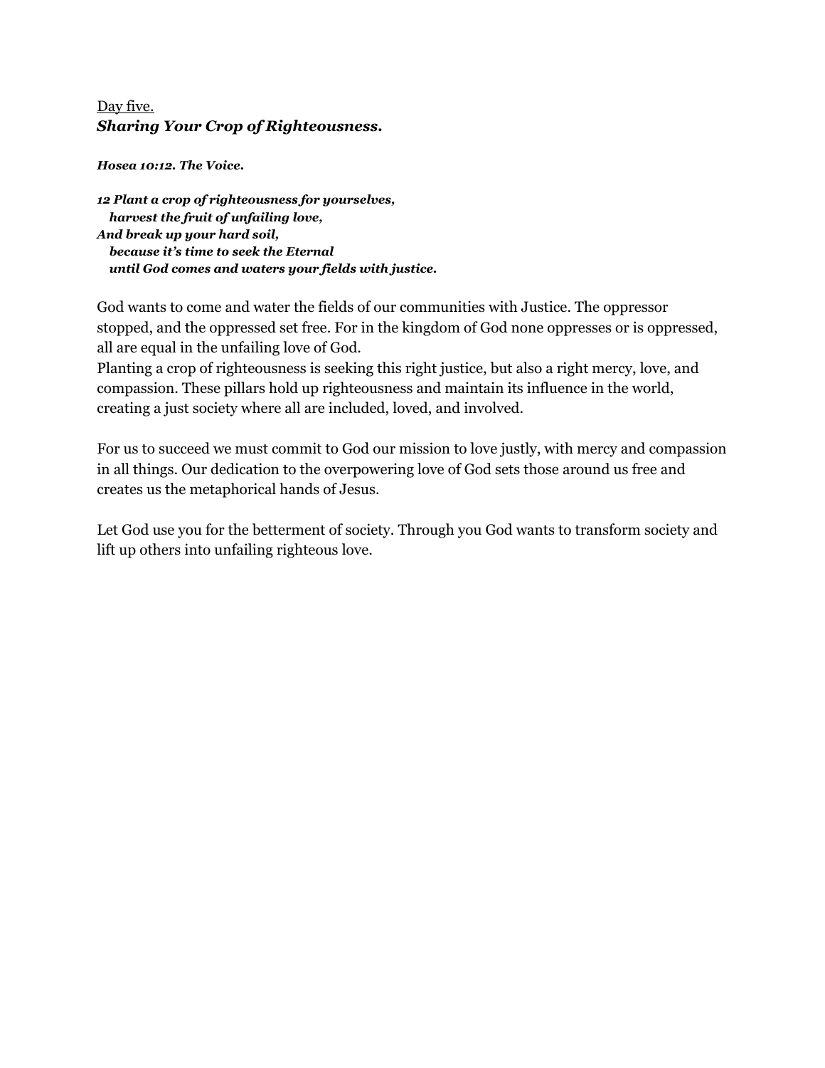Day five.

***Sharing Your Crop of Righteousness.***

***Hosea 10:12. The Voice.***

***12 Plant a crop of righteousness for yourselves,***
***harvest the fruit of unfailing love,***
***And break up your hard soil,***
***because it's time to seek the Eternal***
***until God comes and waters your fields with justice.***

God wants to come and water the fields of our communities with Justice. The oppressor stopped, and the oppressed set free. For in the kingdom of God none oppresses or is oppressed, all are equal in the unfailing love of God.
Planting a crop of righteousness is seeking this right justice, but also a right mercy, love, and compassion. These pillars hold up righteousness and maintain its influence in the world, creating a just society where all are included, loved, and involved.

For us to succeed we must commit to God our mission to love justly, with mercy and compassion in all things. Our dedication to the overpowering love of God sets those around us free and creates us the metaphorical hands of Jesus.

Let God use you for the betterment of society. Through you God wants to transform society and lift up others into unfailing righteous love.